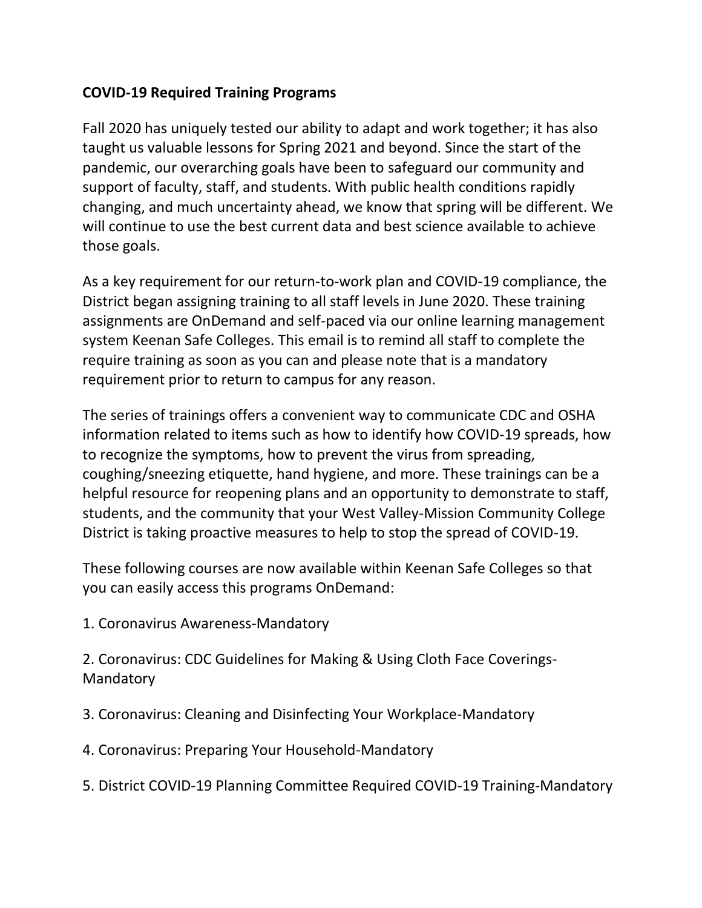**COVID-19 Required Training Programs**

Fall 2020 has uniquely tested our ability to adapt and work together; it has also taught us valuable lessons for Spring 2021 and beyond. Since the start of the pandemic, our overarching goals have been to safeguard our community and support of faculty, staff, and students. With public health conditions rapidly changing, and much uncertainty ahead, we know that spring will be different. We will continue to use the best current data and best science available to achieve those goals.

As a key requirement for our return-to-work plan and COVID-19 compliance, the District began assigning training to all staff levels in June 2020. These training assignments are OnDemand and self-paced via our online learning management system Keenan Safe Colleges. This email is to remind all staff to complete the require training as soon as you can and please note that is a mandatory requirement prior to return to campus for any reason.

The series of trainings offers a convenient way to communicate CDC and OSHA information related to items such as how to identify how COVID-19 spreads, how to recognize the symptoms, how to prevent the virus from spreading, coughing/sneezing etiquette, hand hygiene, and more. These trainings can be a helpful resource for reopening plans and an opportunity to demonstrate to staff, students, and the community that your West Valley-Mission Community College District is taking proactive measures to help to stop the spread of COVID-19.

These following courses are now available within Keenan Safe Colleges so that you can easily access this programs OnDemand:

1. Coronavirus Awareness-Mandatory

2. Coronavirus: CDC Guidelines for Making & Using Cloth Face Coverings-Mandatory

3. Coronavirus: Cleaning and Disinfecting Your Workplace-Mandatory

4. Coronavirus: Preparing Your Household-Mandatory

5. District COVID-19 Planning Committee Required COVID-19 Training-Mandatory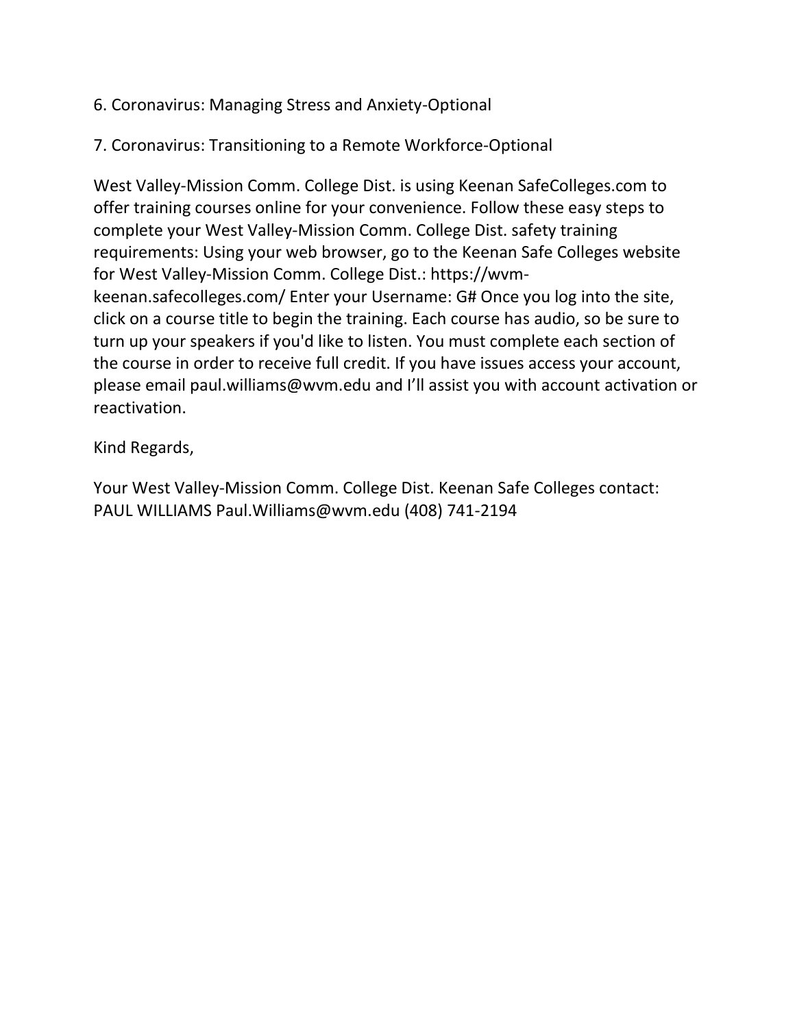6. Coronavirus: Managing Stress and Anxiety-Optional

7. Coronavirus: Transitioning to a Remote Workforce-Optional

West Valley-Mission Comm. College Dist. is using Keenan SafeColleges.com to offer training courses online for your convenience. Follow these easy steps to complete your West Valley-Mission Comm. College Dist. safety training requirements: Using your web browser, go to the Keenan Safe Colleges website for West Valley-Mission Comm. College Dist.: https://wvm-keenan.safecolleges.com/ Enter your Username: G# Once you log into the site, click on a course title to begin the training. Each course has audio, so be sure to turn up your speakers if you'd like to listen. You must complete each section of the course in order to receive full credit. If you have issues access your account, please email paul.williams@wvm.edu and I'll assist you with account activation or reactivation.

Kind Regards,

Your West Valley-Mission Comm. College Dist. Keenan Safe Colleges contact: PAUL WILLIAMS Paul.Williams@wvm.edu (408) 741-2194